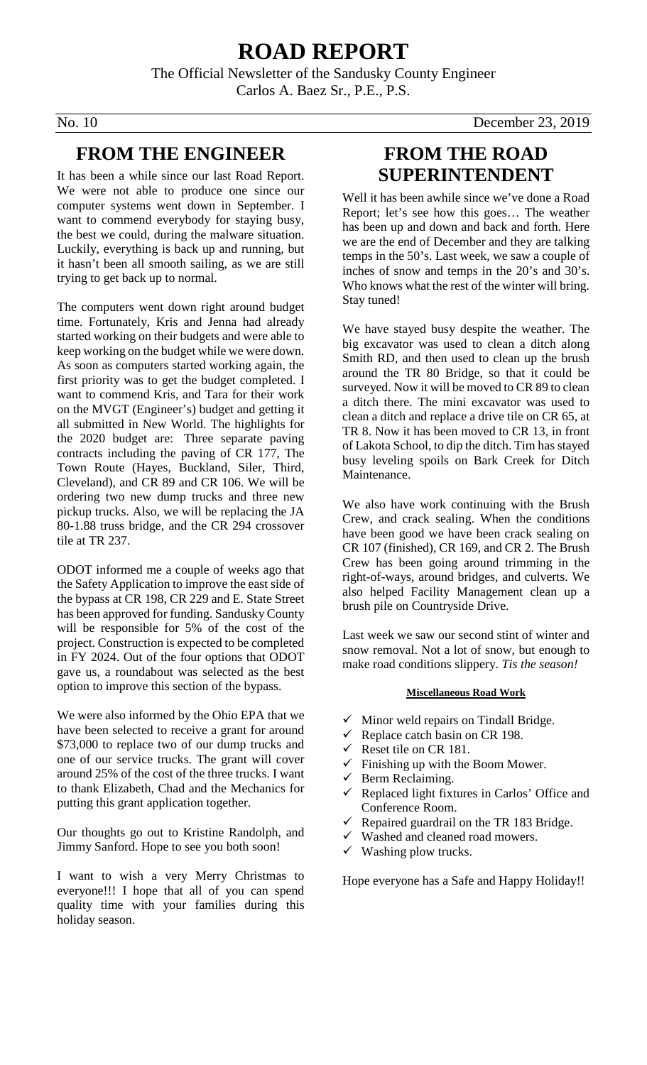# ROAD REPORT

The Official Newsletter of the Sandusky County Engineer
Carlos A. Baez Sr., P.E., P.S.

No. 10 December 23, 2019

## FROM THE ENGINEER

It has been a while since our last Road Report. We were not able to produce one since our computer systems went down in September. I want to commend everybody for staying busy, the best we could, during the malware situation. Luckily, everything is back up and running, but it hasn't been all smooth sailing, as we are still trying to get back up to normal.

The computers went down right around budget time. Fortunately, Kris and Jenna had already started working on their budgets and were able to keep working on the budget while we were down. As soon as computers started working again, the first priority was to get the budget completed. I want to commend Kris, and Tara for their work on the MVGT (Engineer's) budget and getting it all submitted in New World. The highlights for the 2020 budget are: Three separate paving contracts including the paving of CR 177, The Town Route (Hayes, Buckland, Siler, Third, Cleveland), and CR 89 and CR 106. We will be ordering two new dump trucks and three new pickup trucks. Also, we will be replacing the JA 80-1.88 truss bridge, and the CR 294 crossover tile at TR 237.

ODOT informed me a couple of weeks ago that the Safety Application to improve the east side of the bypass at CR 198, CR 229 and E. State Street has been approved for funding. Sandusky County will be responsible for 5% of the cost of the project. Construction is expected to be completed in FY 2024. Out of the four options that ODOT gave us, a roundabout was selected as the best option to improve this section of the bypass.

We were also informed by the Ohio EPA that we have been selected to receive a grant for around $73,000 to replace two of our dump trucks and one of our service trucks. The grant will cover around 25% of the cost of the three trucks. I want to thank Elizabeth, Chad and the Mechanics for putting this grant application together.

Our thoughts go out to Kristine Randolph, and Jimmy Sanford. Hope to see you both soon!

I want to wish a very Merry Christmas to everyone!!! I hope that all of you can spend quality time with your families during this holiday season.

## FROM THE ROAD SUPERINTENDENT

Well it has been awhile since we've done a Road Report; let's see how this goes… The weather has been up and down and back and forth. Here we are the end of December and they are talking temps in the 50's. Last week, we saw a couple of inches of snow and temps in the 20's and 30's. Who knows what the rest of the winter will bring. Stay tuned!

We have stayed busy despite the weather. The big excavator was used to clean a ditch along Smith RD, and then used to clean up the brush around the TR 80 Bridge, so that it could be surveyed. Now it will be moved to CR 89 to clean a ditch there. The mini excavator was used to clean a ditch and replace a drive tile on CR 65, at TR 8. Now it has been moved to CR 13, in front of Lakota School, to dip the ditch. Tim has stayed busy leveling spoils on Bark Creek for Ditch Maintenance.

We also have work continuing with the Brush Crew, and crack sealing. When the conditions have been good we have been crack sealing on CR 107 (finished), CR 169, and CR 2. The Brush Crew has been going around trimming in the right-of-ways, around bridges, and culverts. We also helped Facility Management clean up a brush pile on Countryside Drive.

Last week we saw our second stint of winter and snow removal. Not a lot of snow, but enough to make road conditions slippery. *Tis the season!*

**Miscellaneous Road Work**

- ✓ Minor weld repairs on Tindall Bridge.
- ✓ Replace catch basin on CR 198.
- ✓ Reset tile on CR 181.
- ✓ Finishing up with the Boom Mower.
- ✓ Berm Reclaiming.
- ✓ Replaced light fixtures in Carlos' Office and Conference Room.
- ✓ Repaired guardrail on the TR 183 Bridge.
- ✓ Washed and cleaned road mowers.
- ✓ Washing plow trucks.

Hope everyone has a Safe and Happy Holiday!!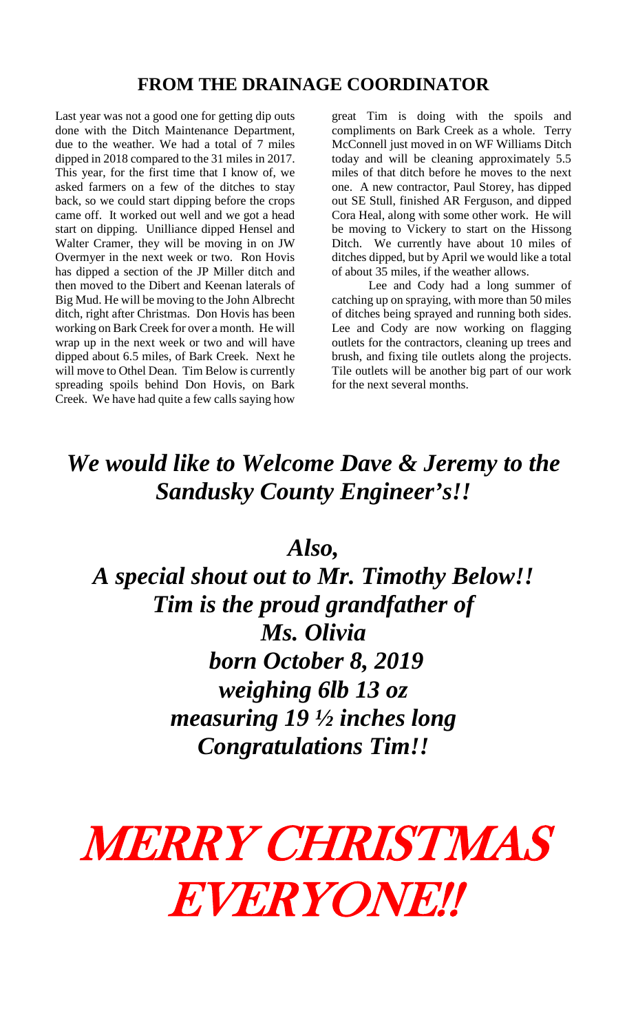## FROM THE DRAINAGE COORDINATOR

Last year was not a good one for getting dip outs done with the Ditch Maintenance Department, due to the weather. We had a total of 7 miles dipped in 2018 compared to the 31 miles in 2017. This year, for the first time that I know of, we asked farmers on a few of the ditches to stay back, so we could start dipping before the crops came off. It worked out well and we got a head start on dipping. Unilliance dipped Hensel and Walter Cramer, they will be moving in on JW Overmyer in the next week or two. Ron Hovis has dipped a section of the JP Miller ditch and then moved to the Dibert and Keenan laterals of Big Mud. He will be moving to the John Albrecht ditch, right after Christmas. Don Hovis has been working on Bark Creek for over a month. He will wrap up in the next week or two and will have dipped about 6.5 miles, of Bark Creek. Next he will move to Othel Dean. Tim Below is currently spreading spoils behind Don Hovis, on Bark Creek. We have had quite a few calls saying how great Tim is doing with the spoils and compliments on Bark Creek as a whole. Terry McConnell just moved in on WF Williams Ditch today and will be cleaning approximately 5.5 miles of that ditch before he moves to the next one. A new contractor, Paul Storey, has dipped out SE Stull, finished AR Ferguson, and dipped Cora Heal, along with some other work. He will be moving to Vickery to start on the Hissong Ditch. We currently have about 10 miles of ditches dipped, but by April we would like a total of about 35 miles, if the weather allows.

Lee and Cody had a long summer of catching up on spraying, with more than 50 miles of ditches being sprayed and running both sides. Lee and Cody are now working on flagging outlets for the contractors, cleaning up trees and brush, and fixing tile outlets along the projects. Tile outlets will be another big part of our work for the next several months.

***We would like to Welcome Dave & Jeremy to the Sandusky County Engineer's!!***

***Also,***
***A special shout out to Mr. Timothy Below!!***
***Tim is the proud grandfather of***
***Ms. Olivia***
***born October 8, 2019***
***weighing 6lb 13 oz***
***measuring 19 ½ inches long***
***Congratulations Tim!!***

# MERRY CHRISTMAS EVERYONE!!